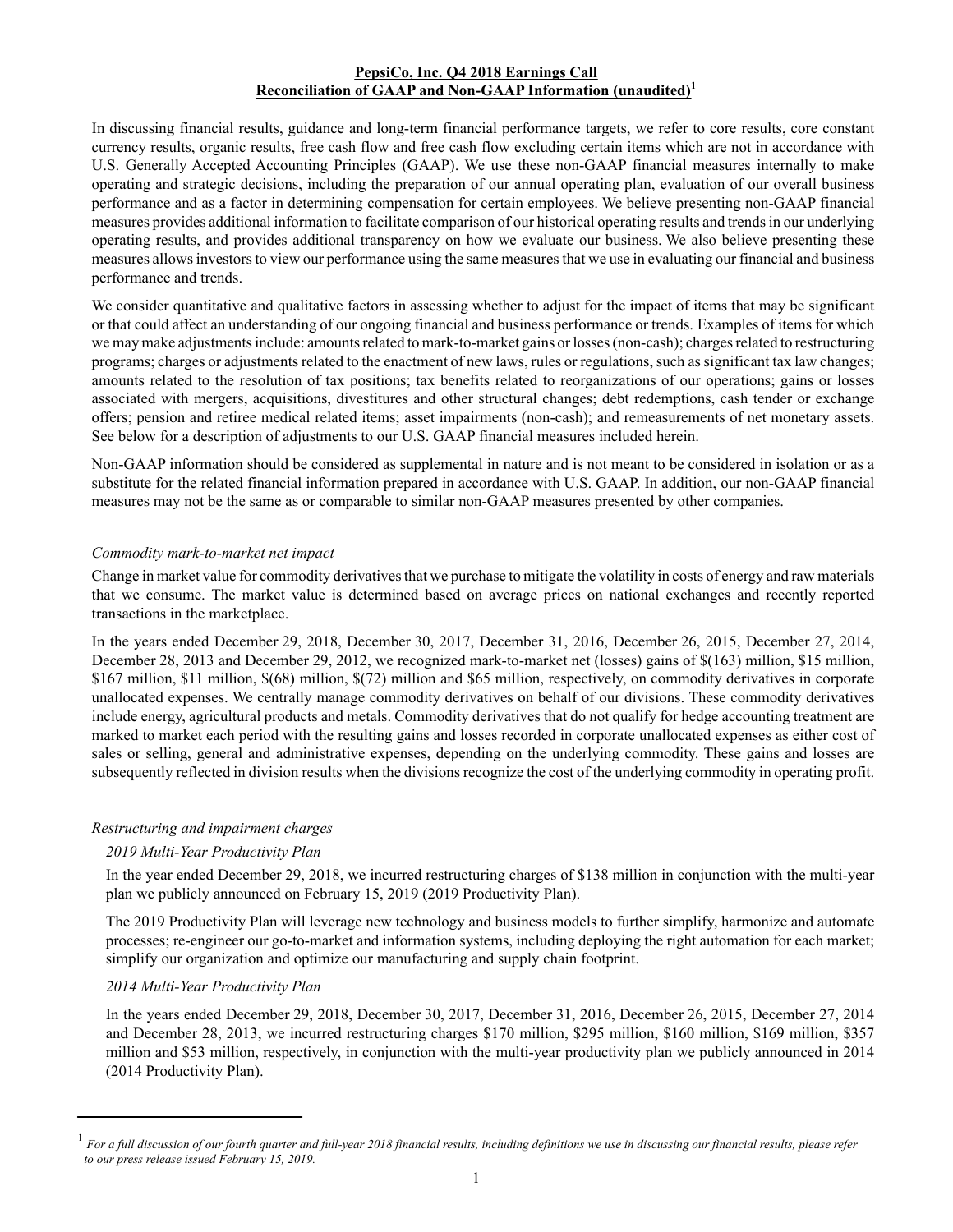**PepsiCo, Inc. Q4 2018 Earnings Call**
**Reconciliation of GAAP and Non-GAAP Information (unaudited)[1]**

In discussing financial results, guidance and long-term financial performance targets, we refer to core results, core constant currency results, organic results, free cash flow and free cash flow excluding certain items which are not in accordance with U.S. Generally Accepted Accounting Principles (GAAP). We use these non-GAAP financial measures internally to make operating and strategic decisions, including the preparation of our annual operating plan, evaluation of our overall business performance and as a factor in determining compensation for certain employees. We believe presenting non-GAAP financial measures provides additional information to facilitate comparison of our historical operating results and trends in our underlying operating results, and provides additional transparency on how we evaluate our business. We also believe presenting these measures allows investors to view our performance using the same measures that we use in evaluating our financial and business performance and trends.

We consider quantitative and qualitative factors in assessing whether to adjust for the impact of items that may be significant or that could affect an understanding of our ongoing financial and business performance or trends. Examples of items for which we may make adjustments include: amounts related to mark-to-market gains or losses (non-cash); charges related to restructuring programs; charges or adjustments related to the enactment of new laws, rules or regulations, such as significant tax law changes; amounts related to the resolution of tax positions; tax benefits related to reorganizations of our operations; gains or losses associated with mergers, acquisitions, divestitures and other structural changes; debt redemptions, cash tender or exchange offers; pension and retiree medical related items; asset impairments (non-cash); and remeasurements of net monetary assets. See below for a description of adjustments to our U.S. GAAP financial measures included herein.

Non-GAAP information should be considered as supplemental in nature and is not meant to be considered in isolation or as a substitute for the related financial information prepared in accordance with U.S. GAAP. In addition, our non-GAAP financial measures may not be the same as or comparable to similar non-GAAP measures presented by other companies.

*Commodity mark-to-market net impact*

Change in market value for commodity derivatives that we purchase to mitigate the volatility in costs of energy and raw materials that we consume. The market value is determined based on average prices on national exchanges and recently reported transactions in the marketplace.

In the years ended December 29, 2018, December 30, 2017, December 31, 2016, December 26, 2015, December 27, 2014, December 28, 2013 and December 29, 2012, we recognized mark-to-market net (losses) gains of $(163) million, $15 million, $167 million, $11 million, $(68) million, $(72) million and $65 million, respectively, on commodity derivatives in corporate unallocated expenses. We centrally manage commodity derivatives on behalf of our divisions. These commodity derivatives include energy, agricultural products and metals. Commodity derivatives that do not qualify for hedge accounting treatment are marked to market each period with the resulting gains and losses recorded in corporate unallocated expenses as either cost of sales or selling, general and administrative expenses, depending on the underlying commodity. These gains and losses are subsequently reflected in division results when the divisions recognize the cost of the underlying commodity in operating profit.

*Restructuring and impairment charges*

*2019 Multi-Year Productivity Plan*

In the year ended December 29, 2018, we incurred restructuring charges of $138 million in conjunction with the multi-year plan we publicly announced on February 15, 2019 (2019 Productivity Plan).

The 2019 Productivity Plan will leverage new technology and business models to further simplify, harmonize and automate processes; re-engineer our go-to-market and information systems, including deploying the right automation for each market; simplify our organization and optimize our manufacturing and supply chain footprint.

*2014 Multi-Year Productivity Plan*

In the years ended December 29, 2018, December 30, 2017, December 31, 2016, December 26, 2015, December 27, 2014 and December 28, 2013, we incurred restructuring charges $170 million, $295 million, $160 million, $169 million, $357 million and $53 million, respectively, in conjunction with the multi-year productivity plan we publicly announced in 2014 (2014 Productivity Plan).

[1] *For a full discussion of our fourth quarter and full-year 2018 financial results, including definitions we use in discussing our financial results, please refer to our press release issued February 15, 2019.*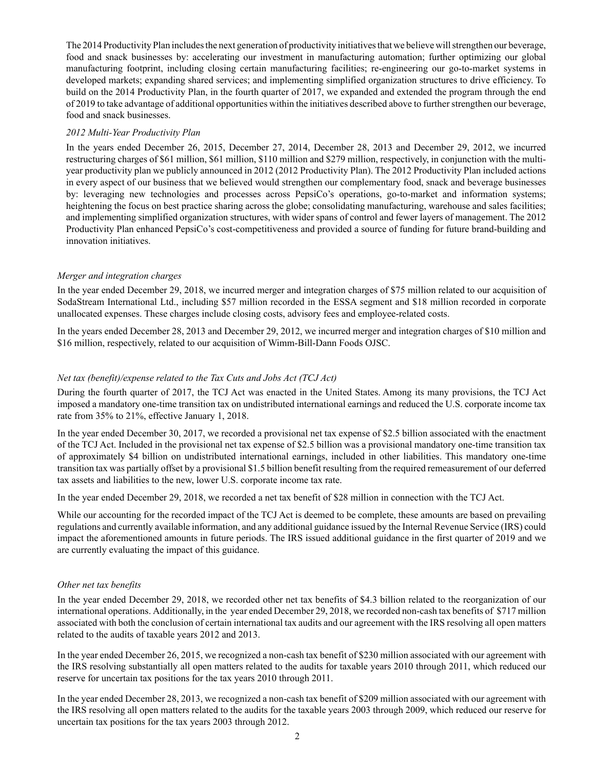The 2014 Productivity Plan includes the next generation of productivity initiatives that we believe will strengthen our beverage, food and snack businesses by: accelerating our investment in manufacturing automation; further optimizing our global manufacturing footprint, including closing certain manufacturing facilities; re-engineering our go-to-market systems in developed markets; expanding shared services; and implementing simplified organization structures to drive efficiency. To build on the 2014 Productivity Plan, in the fourth quarter of 2017, we expanded and extended the program through the end of 2019 to take advantage of additional opportunities within the initiatives described above to further strengthen our beverage, food and snack businesses.

*2012 Multi-Year Productivity Plan*

In the years ended December 26, 2015, December 27, 2014, December 28, 2013 and December 29, 2012, we incurred restructuring charges of $61 million, $61 million, $110 million and $279 million, respectively, in conjunction with the multi-year productivity plan we publicly announced in 2012 (2012 Productivity Plan). The 2012 Productivity Plan included actions in every aspect of our business that we believed would strengthen our complementary food, snack and beverage businesses by: leveraging new technologies and processes across PepsiCo's operations, go-to-market and information systems; heightening the focus on best practice sharing across the globe; consolidating manufacturing, warehouse and sales facilities; and implementing simplified organization structures, with wider spans of control and fewer layers of management. The 2012 Productivity Plan enhanced PepsiCo's cost-competitiveness and provided a source of funding for future brand-building and innovation initiatives.

*Merger and integration charges*

In the year ended December 29, 2018, we incurred merger and integration charges of $75 million related to our acquisition of SodaStream International Ltd., including $57 million recorded in the ESSA segment and $18 million recorded in corporate unallocated expenses. These charges include closing costs, advisory fees and employee-related costs.

In the years ended December 28, 2013 and December 29, 2012, we incurred merger and integration charges of $10 million and $16 million, respectively, related to our acquisition of Wimm-Bill-Dann Foods OJSC.

*Net tax (benefit)/expense related to the Tax Cuts and Jobs Act (TCJ Act)*

During the fourth quarter of 2017, the TCJ Act was enacted in the United States. Among its many provisions, the TCJ Act imposed a mandatory one-time transition tax on undistributed international earnings and reduced the U.S. corporate income tax rate from 35% to 21%, effective January 1, 2018.

In the year ended December 30, 2017, we recorded a provisional net tax expense of $2.5 billion associated with the enactment of the TCJ Act. Included in the provisional net tax expense of $2.5 billion was a provisional mandatory one-time transition tax of approximately $4 billion on undistributed international earnings, included in other liabilities. This mandatory one-time transition tax was partially offset by a provisional $1.5 billion benefit resulting from the required remeasurement of our deferred tax assets and liabilities to the new, lower U.S. corporate income tax rate.

In the year ended December 29, 2018, we recorded a net tax benefit of $28 million in connection with the TCJ Act.

While our accounting for the recorded impact of the TCJ Act is deemed to be complete, these amounts are based on prevailing regulations and currently available information, and any additional guidance issued by the Internal Revenue Service (IRS) could impact the aforementioned amounts in future periods. The IRS issued additional guidance in the first quarter of 2019 and we are currently evaluating the impact of this guidance.

*Other net tax benefits*

In the year ended December 29, 2018, we recorded other net tax benefits of $4.3 billion related to the reorganization of our international operations. Additionally, in the year ended December 29, 2018, we recorded non-cash tax benefits of $717 million associated with both the conclusion of certain international tax audits and our agreement with the IRS resolving all open matters related to the audits of taxable years 2012 and 2013.

In the year ended December 26, 2015, we recognized a non-cash tax benefit of $230 million associated with our agreement with the IRS resolving substantially all open matters related to the audits for taxable years 2010 through 2011, which reduced our reserve for uncertain tax positions for the tax years 2010 through 2011.

In the year ended December 28, 2013, we recognized a non-cash tax benefit of $209 million associated with our agreement with the IRS resolving all open matters related to the audits for the taxable years 2003 through 2009, which reduced our reserve for uncertain tax positions for the tax years 2003 through 2012.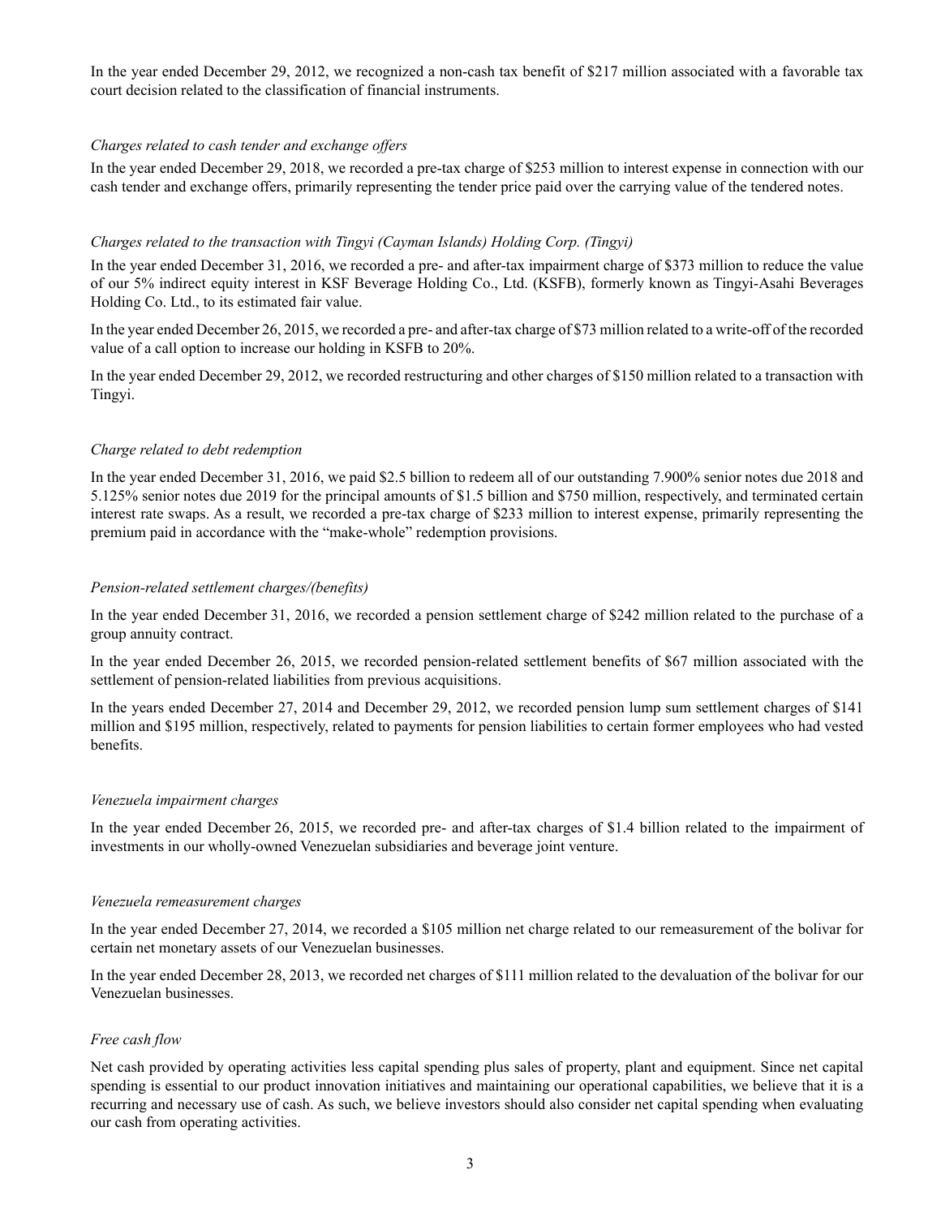In the year ended December 29, 2012, we recognized a non-cash tax benefit of $217 million associated with a favorable tax court decision related to the classification of financial instruments.

*Charges related to cash tender and exchange offers*

In the year ended December 29, 2018, we recorded a pre-tax charge of $253 million to interest expense in connection with our cash tender and exchange offers, primarily representing the tender price paid over the carrying value of the tendered notes.

*Charges related to the transaction with Tingyi (Cayman Islands) Holding Corp. (Tingyi)*

In the year ended December 31, 2016, we recorded a pre- and after-tax impairment charge of $373 million to reduce the value of our 5% indirect equity interest in KSF Beverage Holding Co., Ltd. (KSFB), formerly known as Tingyi-Asahi Beverages Holding Co. Ltd., to its estimated fair value.

In the year ended December 26, 2015, we recorded a pre- and after-tax charge of $73 million related to a write-off of the recorded value of a call option to increase our holding in KSFB to 20%.

In the year ended December 29, 2012, we recorded restructuring and other charges of $150 million related to a transaction with Tingyi.

*Charge related to debt redemption*

In the year ended December 31, 2016, we paid $2.5 billion to redeem all of our outstanding 7.900% senior notes due 2018 and 5.125% senior notes due 2019 for the principal amounts of $1.5 billion and $750 million, respectively, and terminated certain interest rate swaps. As a result, we recorded a pre-tax charge of $233 million to interest expense, primarily representing the premium paid in accordance with the "make-whole" redemption provisions.

*Pension-related settlement charges/(benefits)*

In the year ended December 31, 2016, we recorded a pension settlement charge of $242 million related to the purchase of a group annuity contract.

In the year ended December 26, 2015, we recorded pension-related settlement benefits of $67 million associated with the settlement of pension-related liabilities from previous acquisitions.

In the years ended December 27, 2014 and December 29, 2012, we recorded pension lump sum settlement charges of $141 million and $195 million, respectively, related to payments for pension liabilities to certain former employees who had vested benefits.

*Venezuela impairment charges*

In the year ended December 26, 2015, we recorded pre- and after-tax charges of $1.4 billion related to the impairment of investments in our wholly-owned Venezuelan subsidiaries and beverage joint venture.

*Venezuela remeasurement charges*

In the year ended December 27, 2014, we recorded a $105 million net charge related to our remeasurement of the bolivar for certain net monetary assets of our Venezuelan businesses.

In the year ended December 28, 2013, we recorded net charges of $111 million related to the devaluation of the bolivar for our Venezuelan businesses.

*Free cash flow*

Net cash provided by operating activities less capital spending plus sales of property, plant and equipment. Since net capital spending is essential to our product innovation initiatives and maintaining our operational capabilities, we believe that it is a recurring and necessary use of cash. As such, we believe investors should also consider net capital spending when evaluating our cash from operating activities.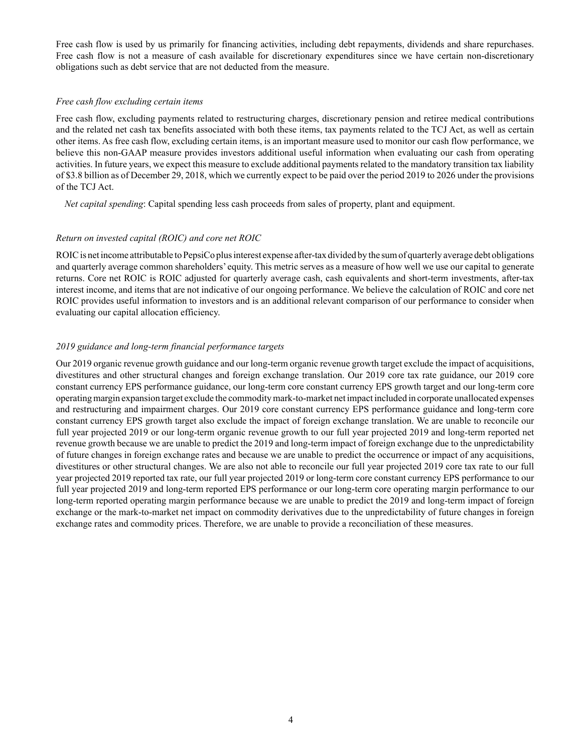Free cash flow is used by us primarily for financing activities, including debt repayments, dividends and share repurchases. Free cash flow is not a measure of cash available for discretionary expenditures since we have certain non-discretionary obligations such as debt service that are not deducted from the measure.

*Free cash flow excluding certain items*

Free cash flow, excluding payments related to restructuring charges, discretionary pension and retiree medical contributions and the related net cash tax benefits associated with both these items, tax payments related to the TCJ Act, as well as certain other items. As free cash flow, excluding certain items, is an important measure used to monitor our cash flow performance, we believe this non-GAAP measure provides investors additional useful information when evaluating our cash from operating activities. In future years, we expect this measure to exclude additional payments related to the mandatory transition tax liability of $3.8 billion as of December 29, 2018, which we currently expect to be paid over the period 2019 to 2026 under the provisions of the TCJ Act.

*Net capital spending*: Capital spending less cash proceeds from sales of property, plant and equipment.

*Return on invested capital (ROIC) and core net ROIC*

ROIC is net income attributable to PepsiCo plus interest expense after-tax divided by the sum of quarterly average debt obligations and quarterly average common shareholders' equity. This metric serves as a measure of how well we use our capital to generate returns. Core net ROIC is ROIC adjusted for quarterly average cash, cash equivalents and short-term investments, after-tax interest income, and items that are not indicative of our ongoing performance. We believe the calculation of ROIC and core net ROIC provides useful information to investors and is an additional relevant comparison of our performance to consider when evaluating our capital allocation efficiency.

*2019 guidance and long-term financial performance targets*

Our 2019 organic revenue growth guidance and our long-term organic revenue growth target exclude the impact of acquisitions, divestitures and other structural changes and foreign exchange translation. Our 2019 core tax rate guidance, our 2019 core constant currency EPS performance guidance, our long-term core constant currency EPS growth target and our long-term core operating margin expansion target exclude the commodity mark-to-market net impact included in corporate unallocated expenses and restructuring and impairment charges. Our 2019 core constant currency EPS performance guidance and long-term core constant currency EPS growth target also exclude the impact of foreign exchange translation. We are unable to reconcile our full year projected 2019 or our long-term organic revenue growth to our full year projected 2019 and long-term reported net revenue growth because we are unable to predict the 2019 and long-term impact of foreign exchange due to the unpredictability of future changes in foreign exchange rates and because we are unable to predict the occurrence or impact of any acquisitions, divestitures or other structural changes. We are also not able to reconcile our full year projected 2019 core tax rate to our full year projected 2019 reported tax rate, our full year projected 2019 or long-term core constant currency EPS performance to our full year projected 2019 and long-term reported EPS performance or our long-term core operating margin performance to our long-term reported operating margin performance because we are unable to predict the 2019 and long-term impact of foreign exchange or the mark-to-market net impact on commodity derivatives due to the unpredictability of future changes in foreign exchange rates and commodity prices. Therefore, we are unable to provide a reconciliation of these measures.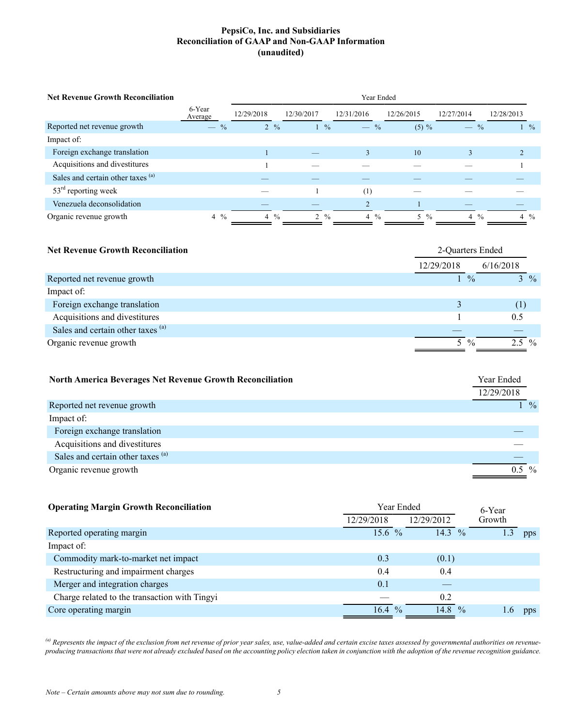# PepsiCo, Inc. and Subsidiaries
## Reconciliation of GAAP and Non-GAAP Information
## (unaudited)

| **Net Revenue Growth Reconciliation** | 6-Year Average | Year Ended 12/29/2018 | 12/30/2017 | 12/31/2016 | 12/26/2015 | 12/27/2014 | 12/28/2013 |
|---|---|---|---|---|---|---|---|
| Reported net revenue growth | — % | 2 % | 1 % | — % | (5) % | — % | 1 % |
| Impact of: | | | | | | | |
| Foreign exchange translation | | 1 | — | 3 | 10 | 3 | 2 |
| Acquisitions and divestitures | | 1 | — | — | — | — | 1 |
| Sales and certain other taxes [(a)] | | — | — | — | — | — | — |
| 53rd reporting week | | — | 1 | (1) | — | — | — |
| Venezuela deconsolidation | | — | — | 2 | 1 | — | — |
| Organic revenue growth | 4 % | 4 % | 2 % | 4 % | 5 % | 4 % | 4 % |

| **Net Revenue Growth Reconciliation** | 2-Quarters Ended 12/29/2018 | 6/16/2018 |
|---|---|---|
| Reported net revenue growth | 1 % | 3 % |
| Impact of: | | |
| Foreign exchange translation | 3 | (1) |
| Acquisitions and divestitures | 1 | 0.5 |
| Sales and certain other taxes [(a)] | — | — |
| Organic revenue growth | 5 % | 2.5 % |

| **North America Beverages Net Revenue Growth Reconciliation** | Year Ended 12/29/2018 |
|---|---|
| Reported net revenue growth | 1 % |
| Impact of: | |
| Foreign exchange translation | — |
| Acquisitions and divestitures | — |
| Sales and certain other taxes [(a)] | — |
| Organic revenue growth | 0.5 % |

| **Operating Margin Growth Reconciliation** | Year Ended 12/29/2018 | 12/29/2012 | 6-Year Growth |
|---|---|---|---|
| Reported operating margin | 15.6 % | 14.3 % | 1.3 pps |
| Impact of: | | | |
| Commodity mark-to-market net impact | 0.3 | (0.1) | |
| Restructuring and impairment charges | 0.4 | 0.4 | |
| Merger and integration charges | 0.1 | — | |
| Charge related to the transaction with Tingyi | — | 0.2 | |
| Core operating margin | 16.4 % | 14.8 % | 1.6 pps |

*[(a)] Represents the impact of the exclusion from net revenue of prior year sales, use, value-added and certain excise taxes assessed by governmental authorities on revenue-producing transactions that were not already excluded based on the accounting policy election taken in conjunction with the adoption of the revenue recognition guidance.*

*Note – Certain amounts above may not sum due to rounding.*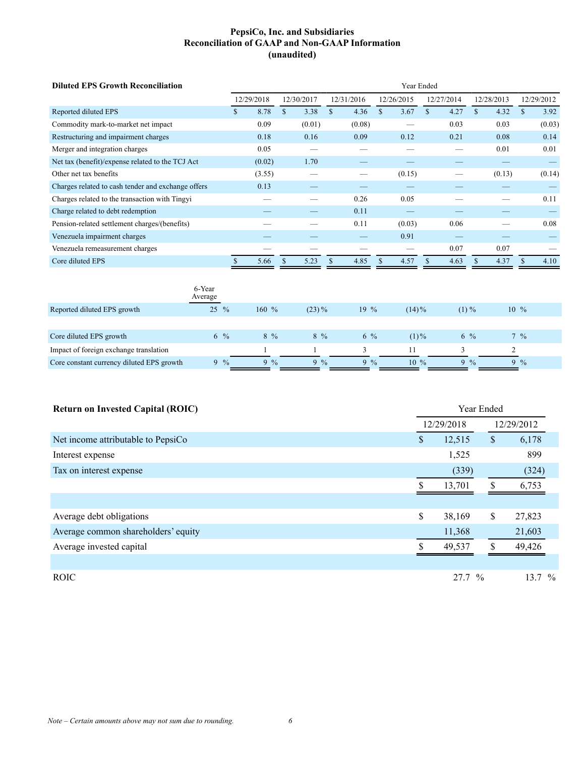# PepsiCo, Inc. and Subsidiaries
## Reconciliation of GAAP and Non-GAAP Information
### (unaudited)

**Diluted EPS Growth Reconciliation**

| | Year Ended | | | | | | |
|---|---|---|---|---|---|---|---|
| | 12/29/2018 | 12/30/2017 | 12/31/2016 | 12/26/2015 | 12/27/2014 | 12/28/2013 | 12/29/2012 |
| Reported diluted EPS | $ 8.78 | $ 3.38 | $ 4.36 | $ 3.67 | $ 4.27 | $ 4.32 | $ 3.92 |
| Commodity mark-to-market net impact | 0.09 | (0.01) | (0.08) | — | 0.03 | 0.03 | (0.03) |
| Restructuring and impairment charges | 0.18 | 0.16 | 0.09 | 0.12 | 0.21 | 0.08 | 0.14 |
| Merger and integration charges | 0.05 | — | — | — | — | 0.01 | 0.01 |
| Net tax (benefit)/expense related to the TCJ Act | (0.02) | 1.70 | — | — | — | — | — |
| Other net tax benefits | (3.55) | — | — | (0.15) | — | (0.13) | (0.14) |
| Charges related to cash tender and exchange offers | 0.13 | — | — | — | — | — | — |
| Charges related to the transaction with Tingyi | — | — | 0.26 | 0.05 | — | — | 0.11 |
| Charge related to debt redemption | — | — | 0.11 | — | — | — | — |
| Pension-related settlement charges/(benefits) | — | — | 0.11 | (0.03) | 0.06 | — | 0.08 |
| Venezuela impairment charges | — | — | — | 0.91 | — | — | — |
| Venezuela remeasurement charges | — | — | — | — | 0.07 | 0.07 | — |
| Core diluted EPS | $ 5.66 | $ 5.23 | $ 4.85 | $ 4.57 | $ 4.63 | $ 4.37 | $ 4.10 |

| | 6-Year Average | | | | | | |
|---|---|---|---|---|---|---|---|
| Reported diluted EPS growth | 25 % | 160 % | (23) % | 19 % | (14) % | (1) % | 10 % |
| Core diluted EPS growth | 6 % | 8 % | 8 % | 6 % | (1) % | 6 % | 7 % |
| Impact of foreign exchange translation | | 1 | 1 | 3 | 11 | 3 | 2 |
| Core constant currency diluted EPS growth | 9 % | 9 % | 9 % | 9 % | 10 % | 9 % | 9 % |

**Return on Invested Capital (ROIC)**

| | Year Ended | |
|---|---|---|
| | 12/29/2018 | 12/29/2012 |
| Net income attributable to PepsiCo | $ 12,515 | $ 6,178 |
| Interest expense | 1,525 | 899 |
| Tax on interest expense | (339) | (324) |
| | $ 13,701 | $ 6,753 |
| | | |
| Average debt obligations | $ 38,169 | $ 27,823 |
| Average common shareholders' equity | 11,368 | 21,603 |
| Average invested capital | $ 49,537 | $ 49,426 |
| | | |
| ROIC | 27.7 % | 13.7 % |

*Note – Certain amounts above may not sum due to rounding.*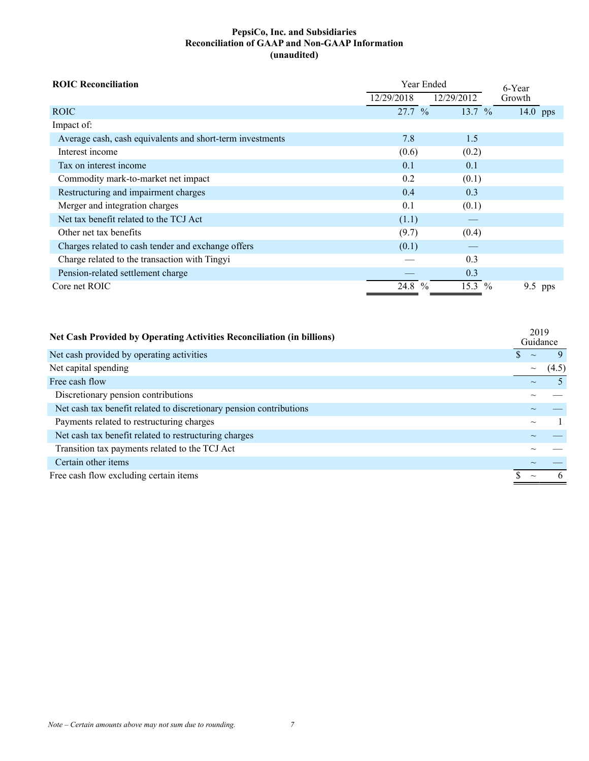**PepsiCo, Inc. and Subsidiaries**
**Reconciliation of GAAP and Non-GAAP Information**
**(unaudited)**

| **ROIC Reconciliation** | Year Ended 12/29/2018 | Year Ended 12/29/2012 | 6-Year Growth |
|---|---|---|---|
| ROIC | 27.7 % | 13.7 % | 14.0 pps |
| Impact of: | | | |
| Average cash, cash equivalents and short-term investments | 7.8 | 1.5 | |
| Interest income | (0.6) | (0.2) | |
| Tax on interest income | 0.1 | 0.1 | |
| Commodity mark-to-market net impact | 0.2 | (0.1) | |
| Restructuring and impairment charges | 0.4 | 0.3 | |
| Merger and integration charges | 0.1 | (0.1) | |
| Net tax benefit related to the TCJ Act | (1.1) | — | |
| Other net tax benefits | (9.7) | (0.4) | |
| Charges related to cash tender and exchange offers | (0.1) | — | |
| Charge related to the transaction with Tingyi | — | 0.3 | |
| Pension-related settlement charge | — | 0.3 | |
| Core net ROIC | 24.8 % | 15.3 % | 9.5 pps |

| **Net Cash Provided by Operating Activities Reconciliation (in billions)** | 2019 Guidance |
|---|---|
| Net cash provided by operating activities | $ ~ 9 |
| Net capital spending | ~ (4.5) |
| Free cash flow | ~ 5 |
| Discretionary pension contributions | ~ — |
| Net cash tax benefit related to discretionary pension contributions | ~ — |
| Payments related to restructuring charges | ~ 1 |
| Net cash tax benefit related to restructuring charges | ~ — |
| Transition tax payments related to the TCJ Act | ~ — |
| Certain other items | ~ — |
| Free cash flow excluding certain items | $ ~ 6 |

*Note – Certain amounts above may not sum due to rounding.*